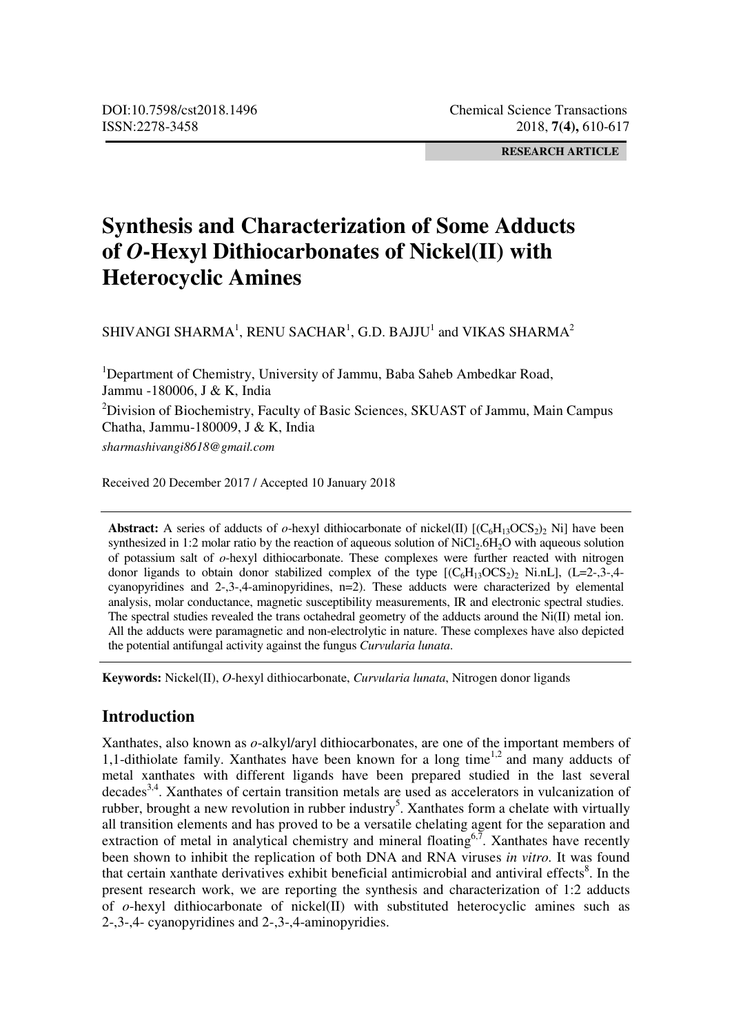DOI:10.7598/cst2018.1496

ISSN:2278-3458

**RESEARCH ARTICLE**

# Synthesis and Characterization of Some Adducts of *O*-Hexyl Dithiocarbonates of Nickel(II) with Heterocyclic Amines

SHIVANGI SHARMA[1], RENU SACHAR[1], G.D. BAJJU[1] and VIKAS SHARMA[2]

[1]Department of Chemistry, University of Jammu, Baba Saheb Ambedkar Road, Jammu -180006, J & K, India

[2]Division of Biochemistry, Faculty of Basic Sciences, SKUAST of Jammu, Main Campus Chatha, Jammu-180009, J & K, India

*sharmashivangi8618@gmail.com*

Received 20 December 2017 / Accepted 10 January 2018

**Abstract:** A series of adducts of *o*-hexyl dithiocarbonate of nickel(II) [$(C_6H_{13}OCS_2)_2$ Ni] have been synthesized in 1:2 molar ratio by the reaction of aqueous solution of $NiCl_2.6H_2O$ with aqueous solution of potassium salt of *o*-hexyl dithiocarbonate. These complexes were further reacted with nitrogen donor ligands to obtain donor stabilized complex of the type [$(C_6H_{13}OCS_2)_2$ Ni.nL], (L=2-,3-,4-cyanopyridines and 2-,3-,4-aminopyridines, n=2). These adducts were characterized by elemental analysis, molar conductance, magnetic susceptibility measurements, IR and electronic spectral studies. The spectral studies revealed the trans octahedral geometry of the adducts around the Ni(II) metal ion. All the adducts were paramagnetic and non-electrolytic in nature. These complexes have also depicted the potential antifungal activity against the fungus *Curvularia lunata*.

**Keywords:** Nickel(II), *O*-hexyl dithiocarbonate, *Curvularia lunata*, Nitrogen donor ligands

## Introduction

Xanthates, also known as *o*-alkyl/aryl dithiocarbonates, are one of the important members of 1,1-dithiolate family. Xanthates have been known for a long time[1,2] and many adducts of metal xanthates with different ligands have been prepared studied in the last several decades[3,4]. Xanthates of certain transition metals are used as accelerators in vulcanization of rubber, brought a new revolution in rubber industry[5]. Xanthates form a chelate with virtually all transition elements and has proved to be a versatile chelating agent for the separation and extraction of metal in analytical chemistry and mineral floating[6,7]. Xanthates have recently been shown to inhibit the replication of both DNA and RNA viruses *in vitro*. It was found that certain xanthate derivatives exhibit beneficial antimicrobial and antiviral effects[8]. In the present research work, we are reporting the synthesis and characterization of 1:2 adducts of *o*-hexyl dithiocarbonate of nickel(II) with substituted heterocyclic amines such as 2-,3-,4- cyanopyridines and 2-,3-,4-aminopyridies.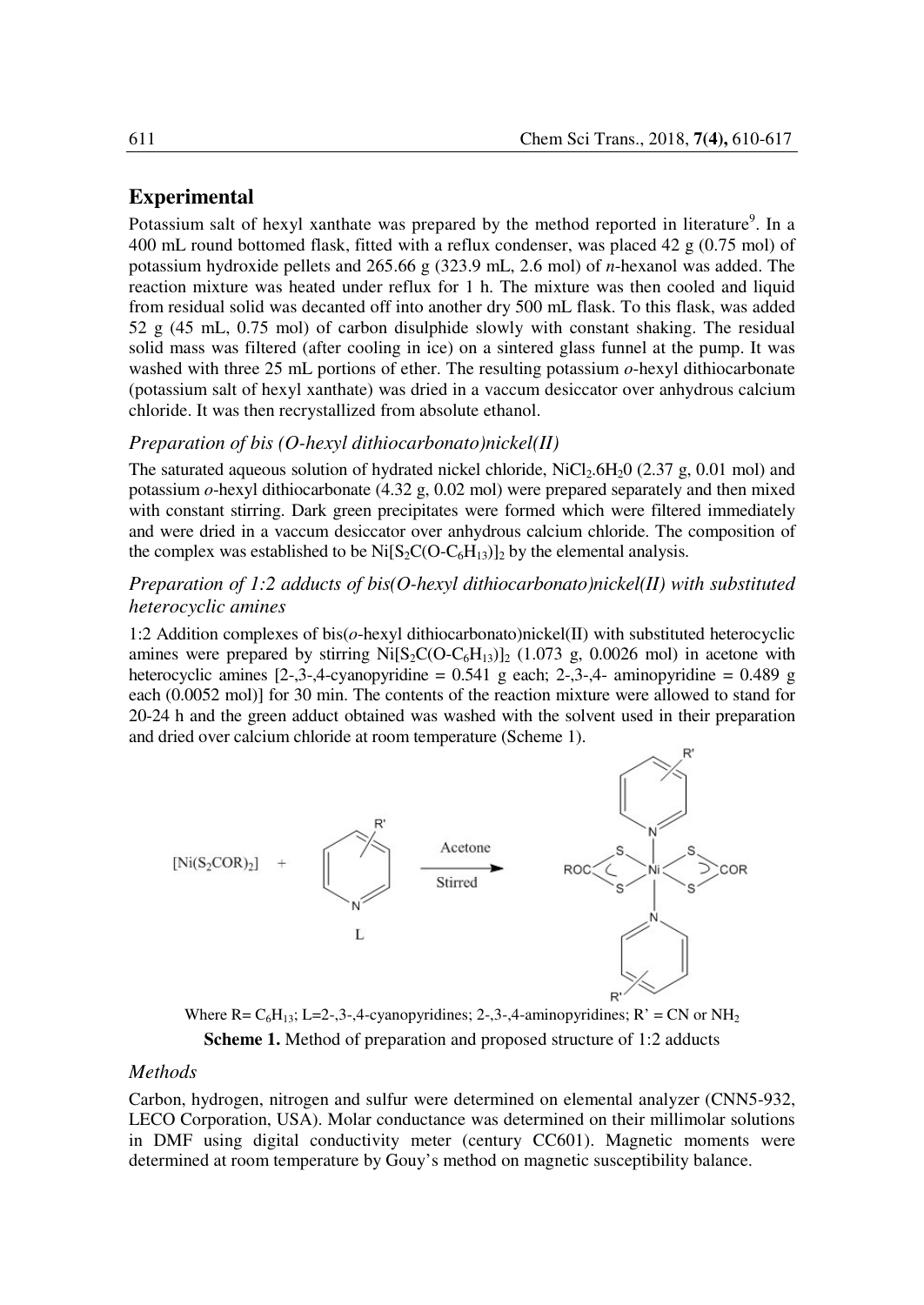## Experimental

Potassium salt of hexyl xanthate was prepared by the method reported in literature[9]. In a 400 mL round bottomed flask, fitted with a reflux condenser, was placed 42 g (0.75 mol) of potassium hydroxide pellets and 265.66 g (323.9 mL, 2.6 mol) of *n*-hexanol was added. The reaction mixture was heated under reflux for 1 h. The mixture was then cooled and liquid from residual solid was decanted off into another dry 500 mL flask. To this flask, was added 52 g (45 mL, 0.75 mol) of carbon disulphide slowly with constant shaking. The residual solid mass was filtered (after cooling in ice) on a sintered glass funnel at the pump. It was washed with three 25 mL portions of ether. The resulting potassium *o*-hexyl dithiocarbonate (potassium salt of hexyl xanthate) was dried in a vaccum desiccator over anhydrous calcium chloride. It was then recrystallized from absolute ethanol.

### *Preparation of bis (O-hexyl dithiocarbonato)nickel(II)*

The saturated aqueous solution of hydrated nickel chloride, $NiCl_2.6H_20$ (2.37 g, 0.01 mol) and potassium *o*-hexyl dithiocarbonate (4.32 g, 0.02 mol) were prepared separately and then mixed with constant stirring. Dark green precipitates were formed which were filtered immediately and were dried in a vaccum desiccator over anhydrous calcium chloride. The composition of the complex was established to be $Ni[S_2C(O\text{-}C_6H_{13})]_2$ by the elemental analysis.

### *Preparation of 1:2 adducts of bis(O-hexyl dithiocarbonato)nickel(II) with substituted heterocyclic amines*

1:2 Addition complexes of bis(*o*-hexyl dithiocarbonato)nickel(II) with substituted heterocyclic amines were prepared by stirring $Ni[S_2C(O\text{-}C_6H_{13})]_2$ (1.073 g, 0.0026 mol) in acetone with heterocyclic amines [2-,3-,4-cyanopyridine = 0.541 g each; 2-,3-,4- aminopyridine = 0.489 g each (0.0052 mol)] for 30 min. The contents of the reaction mixture were allowed to stand for 20-24 h and the green adduct obtained was washed with the solvent used in their preparation and dried over calcium chloride at room temperature (Scheme 1).

$$[Ni(S_2COR)_2] + L \xrightarrow[\text{Stirred}]{\text{Acetone}} [Ni(S_2COR)_2L_2]$$

Where R= $C_6H_{13}$; L=2-,3-,4-cyanopyridines; 2-,3-,4-aminopyridines; R' = CN or $NH_2$

**Scheme 1.** Method of preparation and proposed structure of 1:2 adducts

### *Methods*

Carbon, hydrogen, nitrogen and sulfur were determined on elemental analyzer (CNN5-932, LECO Corporation, USA). Molar conductance was determined on their millimolar solutions in DMF using digital conductivity meter (century CC601). Magnetic moments were determined at room temperature by Gouy's method on magnetic susceptibility balance.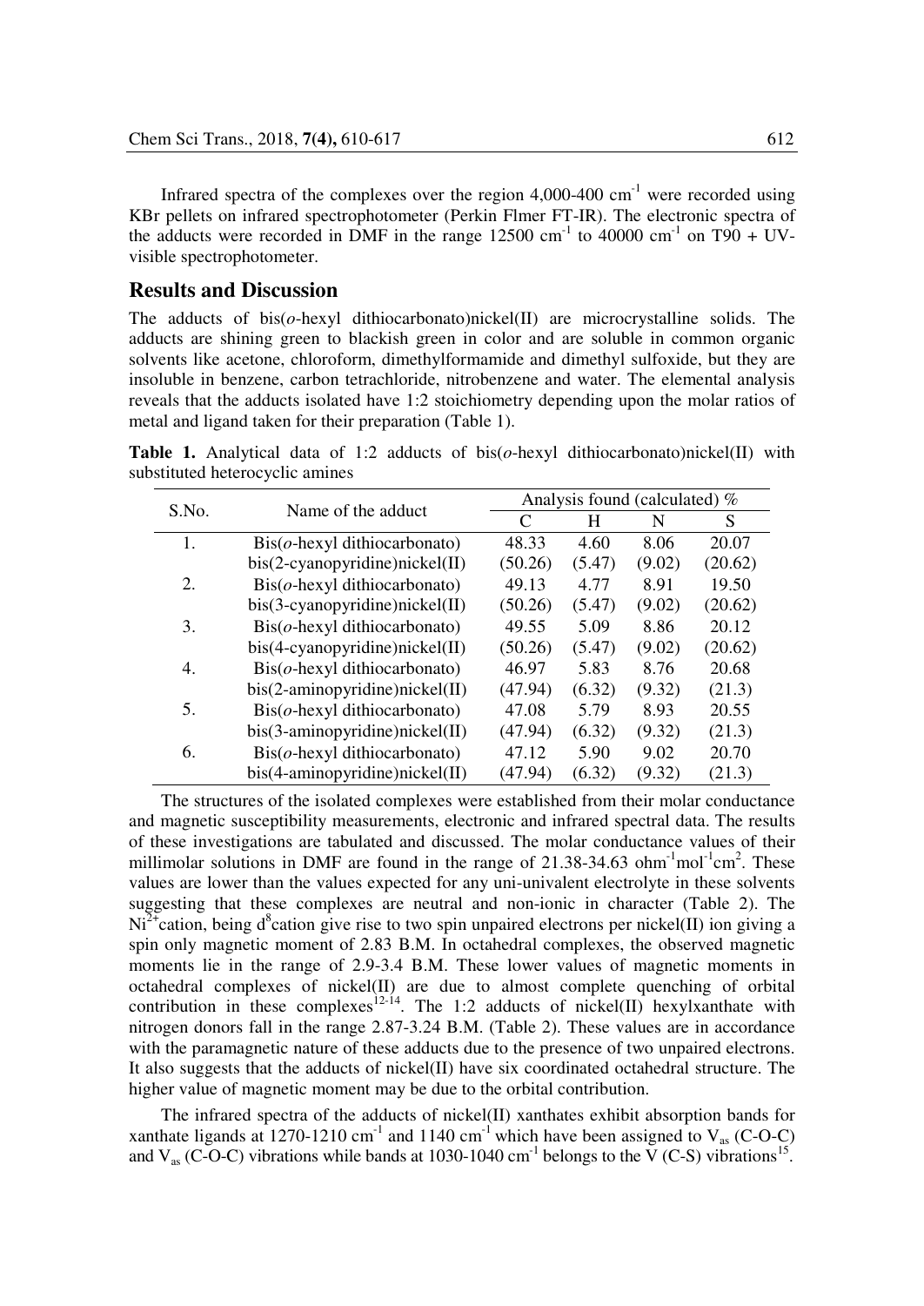Infrared spectra of the complexes over the region 4,000-400 $cm^{-1}$ were recorded using KBr pellets on infrared spectrophotometer (Perkin Flmer FT-IR). The electronic spectra of the adducts were recorded in DMF in the range 12500 $cm^{-1}$ to 40000 $cm^{-1}$ on T90 + UV-visible spectrophotometer.

## Results and Discussion

The adducts of bis(*o*-hexyl dithiocarbonato)nickel(II) are microcrystalline solids. The adducts are shining green to blackish green in color and are soluble in common organic solvents like acetone, chloroform, dimethylformamide and dimethyl sulfoxide, but they are insoluble in benzene, carbon tetrachloride, nitrobenzene and water. The elemental analysis reveals that the adducts isolated have 1:2 stoichiometry depending upon the molar ratios of metal and ligand taken for their preparation (Table 1).

**Table 1.** Analytical data of 1:2 adducts of bis(*o*-hexyl dithiocarbonato)nickel(II) with substituted heterocyclic amines

| S.No. | Name of the adduct | Analysis found (calculated) % | | | |
|---|---|---|---|---|---|
| | | C | H | N | S |
| 1. | Bis(*o*-hexyl dithiocarbonato) bis(2-cyanopyridine)nickel(II) | 48.33 (50.26) | 4.60 (5.47) | 8.06 (9.02) | 20.07 (20.62) |
| 2. | Bis(*o*-hexyl dithiocarbonato) bis(3-cyanopyridine)nickel(II) | 49.13 (50.26) | 4.77 (5.47) | 8.91 (9.02) | 19.50 (20.62) |
| 3. | Bis(*o*-hexyl dithiocarbonato) bis(4-cyanopyridine)nickel(II) | 49.55 (50.26) | 5.09 (5.47) | 8.86 (9.02) | 20.12 (20.62) |
| 4. | Bis(*o*-hexyl dithiocarbonato) bis(2-aminopyridine)nickel(II) | 46.97 (47.94) | 5.83 (6.32) | 8.76 (9.32) | 20.68 (21.3) |
| 5. | Bis(*o*-hexyl dithiocarbonato) bis(3-aminopyridine)nickel(II) | 47.08 (47.94) | 5.79 (6.32) | 8.93 (9.32) | 20.55 (21.3) |
| 6. | Bis(*o*-hexyl dithiocarbonato) bis(4-aminopyridine)nickel(II) | 47.12 (47.94) | 5.90 (6.32) | 9.02 (9.32) | 20.70 (21.3) |

The structures of the isolated complexes were established from their molar conductance and magnetic susceptibility measurements, electronic and infrared spectral data. The results of these investigations are tabulated and discussed. The molar conductance values of their millimolar solutions in DMF are found in the range of 21.38-34.63 $ohm^{-1}mol^{-1}cm^{2}$. These values are lower than the values expected for any uni-univalent electrolyte in these solvents suggesting that these complexes are neutral and non-ionic in character (Table 2). The $Ni^{2+}$cation, being $d^{8}$cation give rise to two spin unpaired electrons per nickel(II) ion giving a spin only magnetic moment of 2.83 B.M. In octahedral complexes, the observed magnetic moments lie in the range of 2.9-3.4 B.M. These lower values of magnetic moments in octahedral complexes of nickel(II) are due to almost complete quenching of orbital contribution in these complexes[12-14]. The 1:2 adducts of nickel(II) hexylxanthate with nitrogen donors fall in the range 2.87-3.24 B.M. (Table 2). These values are in accordance with the paramagnetic nature of these adducts due to the presence of two unpaired electrons. It also suggests that the adducts of nickel(II) have six coordinated octahedral structure. The higher value of magnetic moment may be due to the orbital contribution.

The infrared spectra of the adducts of nickel(II) xanthates exhibit absorption bands for xanthate ligands at 1270-1210 $cm^{-1}$ and 1140 $cm^{-1}$ which have been assigned to $V_{as}$ (C-O-C) and $V_{as}$ (C-O-C) vibrations while bands at 1030-1040 $cm^{-1}$ belongs to the V (C-S) vibrations[15].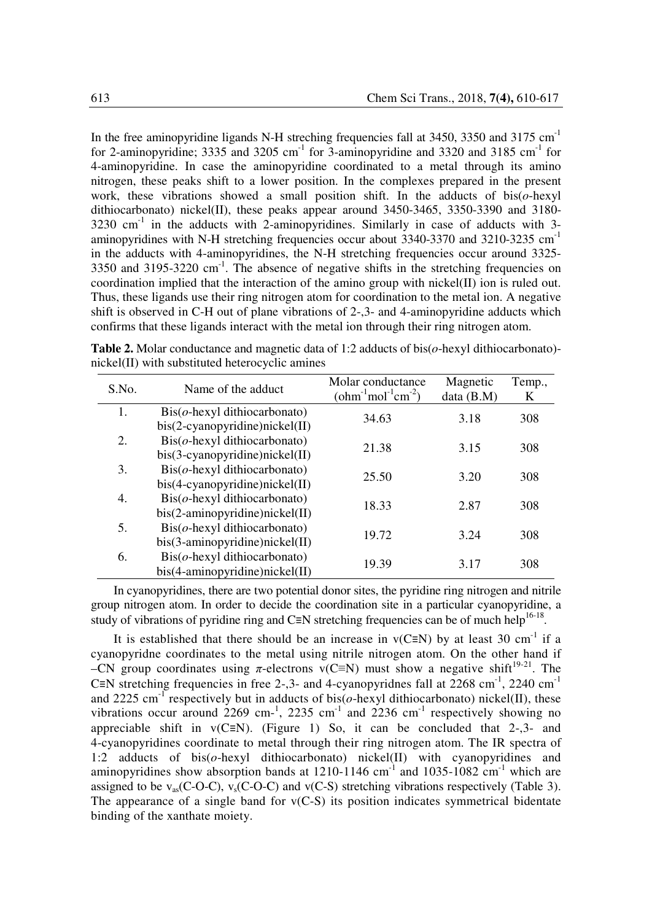In the free aminopyridine ligands N-H streching frequencies fall at 3450, 3350 and 3175 $cm^{-1}$ for 2-aminopyridine; 3335 and 3205 $cm^{-1}$ for 3-aminopyridine and 3320 and 3185 $cm^{-1}$ for 4-aminopyridine. In case the aminopyridine coordinated to a metal through its amino nitrogen, these peaks shift to a lower position. In the complexes prepared in the present work, these vibrations showed a small position shift. In the adducts of bis(*o*-hexyl dithiocarbonato) nickel(II), these peaks appear around 3450-3465, 3350-3390 and 3180-3230 $cm^{-1}$ in the adducts with 2-aminopyridines. Similarly in case of adducts with 3-aminopyridines with N-H stretching frequencies occur about 3340-3370 and 3210-3235 $cm^{-1}$ in the adducts with 4-aminopyridines, the N-H stretching frequencies occur around 3325-3350 and 3195-3220 $cm^{-1}$. The absence of negative shifts in the stretching frequencies on coordination implied that the interaction of the amino group with nickel(II) ion is ruled out. Thus, these ligands use their ring nitrogen atom for coordination to the metal ion. A negative shift is observed in C-H out of plane vibrations of 2-,3- and 4-aminopyridine adducts which confirms that these ligands interact with the metal ion through their ring nitrogen atom.

**Table 2.** Molar conductance and magnetic data of 1:2 adducts of bis(*o*-hexyl dithiocarbonato)-nickel(II) with substituted heterocyclic amines

| S.No. | Name of the adduct | Molar conductance ($ohm^{-1}mol^{-1}cm^{-2}$) | Magnetic data (B.M) | Temp., K |
|---|---|---|---|---|
| 1. | Bis(*o*-hexyl dithiocarbonato) bis(2-cyanopyridine)nickel(II) | 34.63 | 3.18 | 308 |
| 2. | Bis(*o*-hexyl dithiocarbonato) bis(3-cyanopyridine)nickel(II) | 21.38 | 3.15 | 308 |
| 3. | Bis(*o*-hexyl dithiocarbonato) bis(4-cyanopyridine)nickel(II) | 25.50 | 3.20 | 308 |
| 4. | Bis(*o*-hexyl dithiocarbonato) bis(2-aminopyridine)nickel(II) | 18.33 | 2.87 | 308 |
| 5. | Bis(*o*-hexyl dithiocarbonato) bis(3-aminopyridine)nickel(II) | 19.72 | 3.24 | 308 |
| 6. | Bis(*o*-hexyl dithiocarbonato) bis(4-aminopyridine)nickel(II) | 19.39 | 3.17 | 308 |

In cyanopyridines, there are two potential donor sites, the pyridine ring nitrogen and nitrile group nitrogen atom. In order to decide the coordination site in a particular cyanopyridine, a study of vibrations of pyridine ring and C≡N stretching frequencies can be of much help[16-18].

It is established that there should be an increase in ν(C≡N) by at least 30 $cm^{-1}$ if a cyanopyridne coordinates to the metal using nitrile nitrogen atom. On the other hand if –CN group coordinates using $\pi$-electrons ν(C≡N) must show a negative shift[19-21]. The C≡N stretching frequencies in free 2-,3- and 4-cyanopyridnes fall at 2268 $cm^{-1}$, 2240 $cm^{-1}$ and 2225 $cm^{-1}$ respectively but in adducts of bis(*o*-hexyl dithiocarbonato) nickel(II), these vibrations occur around 2269 $cm^{-1}$, 2235 $cm^{-1}$ and 2236 $cm^{-1}$ respectively showing no appreciable shift in ν(C≡N). (Figure 1) So, it can be concluded that 2-,3- and 4-cyanopyridines coordinate to metal through their ring nitrogen atom. The IR spectra of 1:2 adducts of bis(*o*-hexyl dithiocarbonato) nickel(II) with cyanopyridines and aminopyridines show absorption bands at 1210-1146 $cm^{-1}$ and 1035-1082 $cm^{-1}$ which are assigned to be $\nu_{as}$(C-O-C), $\nu_s$(C-O-C) and ν(C-S) stretching vibrations respectively (Table 3). The appearance of a single band for ν(C-S) its position indicates symmetrical bidentate binding of the xanthate moiety.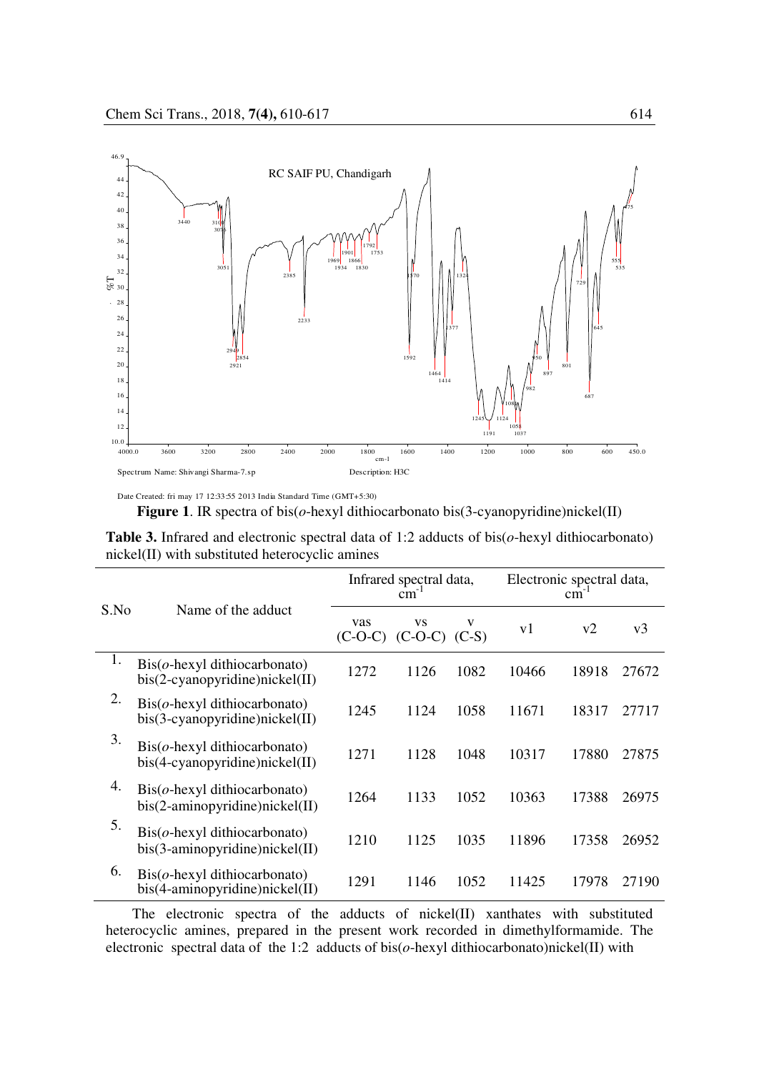**Figure 1**. IR spectra of bis(*o*-hexyl dithiocarbonato bis(3-cyanopyridine)nickel(II)

**Table 3.** Infrared and electronic spectral data of 1:2 adducts of bis(*o*-hexyl dithiocarbonato) nickel(II) with substituted heterocyclic amines

| S.No | Name of the adduct | Infrared spectral data, $cm^{-1}$ | | | Electronic spectral data, $cm^{-1}$ | | |
|---|---|---|---|---|---|---|---|
| | | vas (C-O-C) | vs (C-O-C) | v (C-S) | v1 | v2 | v3 |
| 1. | Bis(*o*-hexyl dithiocarbonato) bis(2-cyanopyridine)nickel(II) | 1272 | 1126 | 1082 | 10466 | 18918 | 27672 |
| 2. | Bis(*o*-hexyl dithiocarbonato) bis(3-cyanopyridine)nickel(II) | 1245 | 1124 | 1058 | 11671 | 18317 | 27717 |
| 3. | Bis(*o*-hexyl dithiocarbonato) bis(4-cyanopyridine)nickel(II) | 1271 | 1128 | 1048 | 10317 | 17880 | 27875 |
| 4. | Bis(*o*-hexyl dithiocarbonato) bis(2-aminopyridine)nickel(II) | 1264 | 1133 | 1052 | 10363 | 17388 | 26975 |
| 5. | Bis(*o*-hexyl dithiocarbonato) bis(3-aminopyridine)nickel(II) | 1210 | 1125 | 1035 | 11896 | 17358 | 26952 |
| 6. | Bis(*o*-hexyl dithiocarbonato) bis(4-aminopyridine)nickel(II) | 1291 | 1146 | 1052 | 11425 | 17978 | 27190 |

The electronic spectra of the adducts of nickel(II) xanthates with substituted heterocyclic amines, prepared in the present work recorded in dimethylformamide. The electronic spectral data of the 1:2 adducts of bis(*o*-hexyl dithiocarbonato)nickel(II) with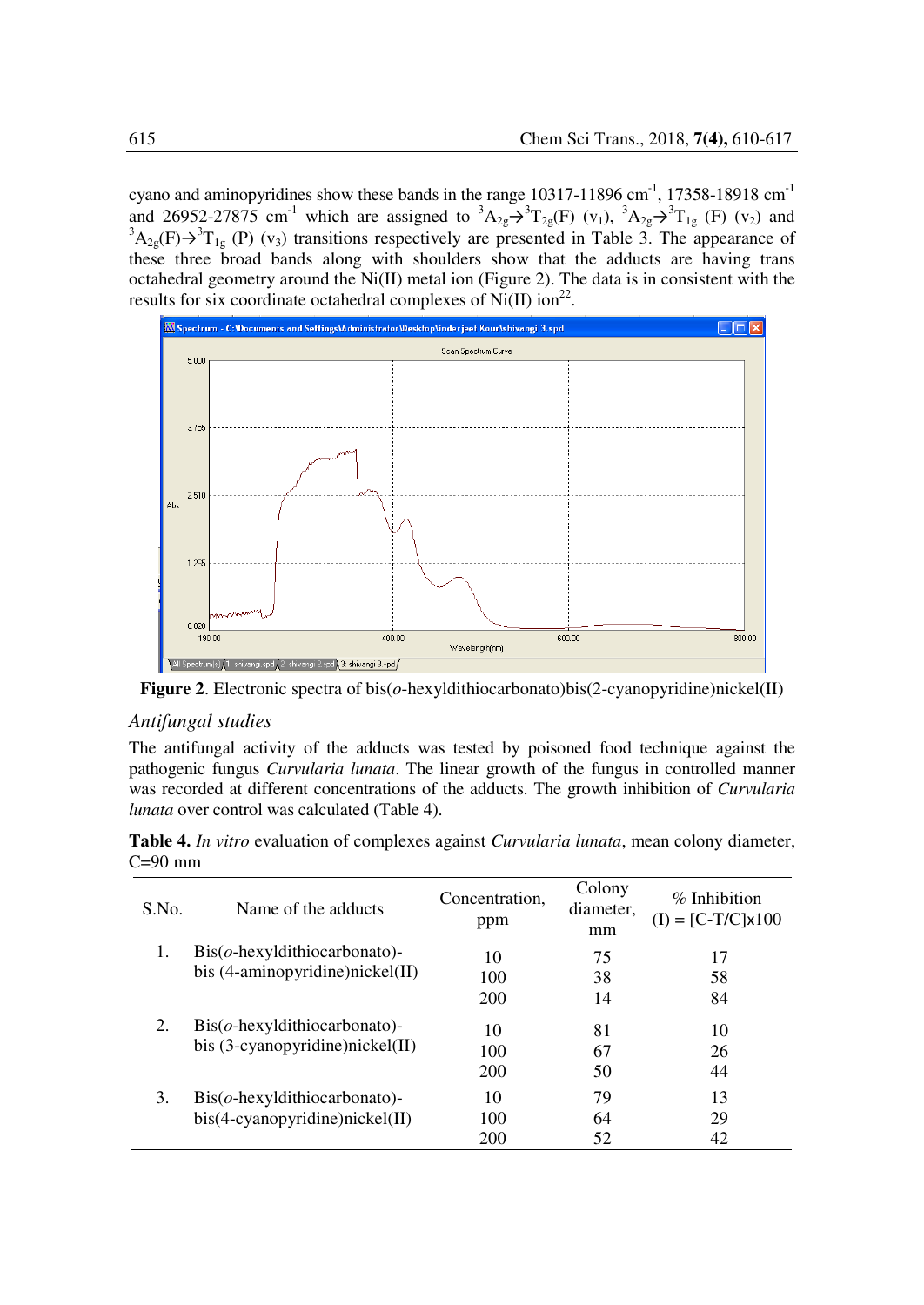cyano and aminopyridines show these bands in the range 10317-11896 cm$^{-1}$, 17358-18918 cm$^{-1}$ and 26952-27875 cm$^{-1}$ which are assigned to $^3A_{2g}\rightarrow^3T_{2g}(F)$ ($v_1$), $^3A_{2g}\rightarrow^3T_{1g}$ (F) ($v_2$) and $^3A_{2g}(F)\rightarrow^3T_{1g}$ (P) ($v_3$) transitions respectively are presented in Table 3. The appearance of these three broad bands along with shoulders show that the adducts are having trans octahedral geometry around the Ni(II) metal ion (Figure 2). The data is in consistent with the results for six coordinate octahedral complexes of Ni(II) ion[22].

**Figure 2**. Electronic spectra of bis(*o*-hexyldithiocarbonato)bis(2-cyanopyridine)nickel(II)

### *Antifungal studies*

The antifungal activity of the adducts was tested by poisoned food technique against the pathogenic fungus *Curvularia lunata*. The linear growth of the fungus in controlled manner was recorded at different concentrations of the adducts. The growth inhibition of *Curvularia lunata* over control was calculated (Table 4).

**Table 4.** *In vitro* evaluation of complexes against *Curvularia lunata*, mean colony diameter, C=90 mm

| S.No. | Name of the adducts | Concentration, ppm | Colony diameter, mm | % Inhibition (I) = [C-T/C]x100 |
|---|---|---|---|---|
| 1. | Bis(*o*-hexyldithiocarbonato)-bis (4-aminopyridine)nickel(II) | 10 | 75 | 17 |
| | | 100 | 38 | 58 |
| | | 200 | 14 | 84 |
| 2. | Bis(*o*-hexyldithiocarbonato)-bis (3-cyanopyridine)nickel(II) | 10 | 81 | 10 |
| | | 100 | 67 | 26 |
| | | 200 | 50 | 44 |
| 3. | Bis(*o*-hexyldithiocarbonato)-bis(4-cyanopyridine)nickel(II) | 10 | 79 | 13 |
| | | 100 | 64 | 29 |
| | | 200 | 52 | 42 |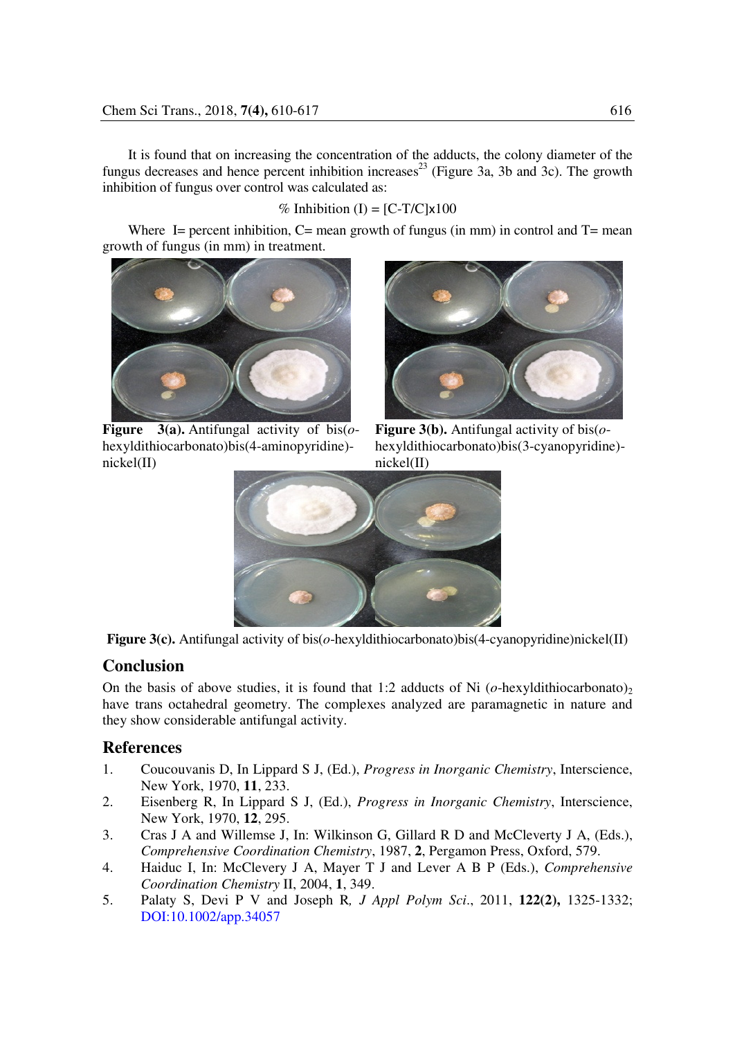It is found that on increasing the concentration of the adducts, the colony diameter of the fungus decreases and hence percent inhibition increases[23] (Figure 3a, 3b and 3c). The growth inhibition of fungus over control was calculated as:

$$\% \text{ Inhibition (I)} = [C\text{-}T/C] \times 100$$

Where I= percent inhibition, C= mean growth of fungus (in mm) in control and T= mean growth of fungus (in mm) in treatment.

**Figure 3(a).** Antifungal activity of bis(*o*-hexyldithiocarbonato)bis(4-aminopyridine)-nickel(II)

**Figure 3(b).** Antifungal activity of bis(*o*-hexyldithiocarbonato)bis(3-cyanopyridine)-nickel(II)

**Figure 3(c).** Antifungal activity of bis(*o*-hexyldithiocarbonato)bis(4-cyanopyridine)nickel(II)

## Conclusion

On the basis of above studies, it is found that 1:2 adducts of Ni (*o*-hexyldithiocarbonato)$_2$ have trans octahedral geometry. The complexes analyzed are paramagnetic in nature and they show considerable antifungal activity.

## References

1. Coucouvanis D, In Lippard S J, (Ed.), *Progress in Inorganic Chemistry*, Interscience, New York, 1970, **11**, 233.
2. Eisenberg R, In Lippard S J, (Ed.), *Progress in Inorganic Chemistry*, Interscience, New York, 1970, **12**, 295.
3. Cras J A and Willemse J, In: Wilkinson G, Gillard R D and McCleverty J A, (Eds.), *Comprehensive Coordination Chemistry*, 1987, **2**, Pergamon Press, Oxford, 579.
4. Haiduc I, In: McClevery J A, Mayer T J and Lever A B P (Eds.), *Comprehensive Coordination Chemistry* II, 2004, **1**, 349.
5. Palaty S, Devi P V and Joseph R, *J Appl Polym Sci*., 2011, **122(2),** 1325-1332; DOI:10.1002/app.34057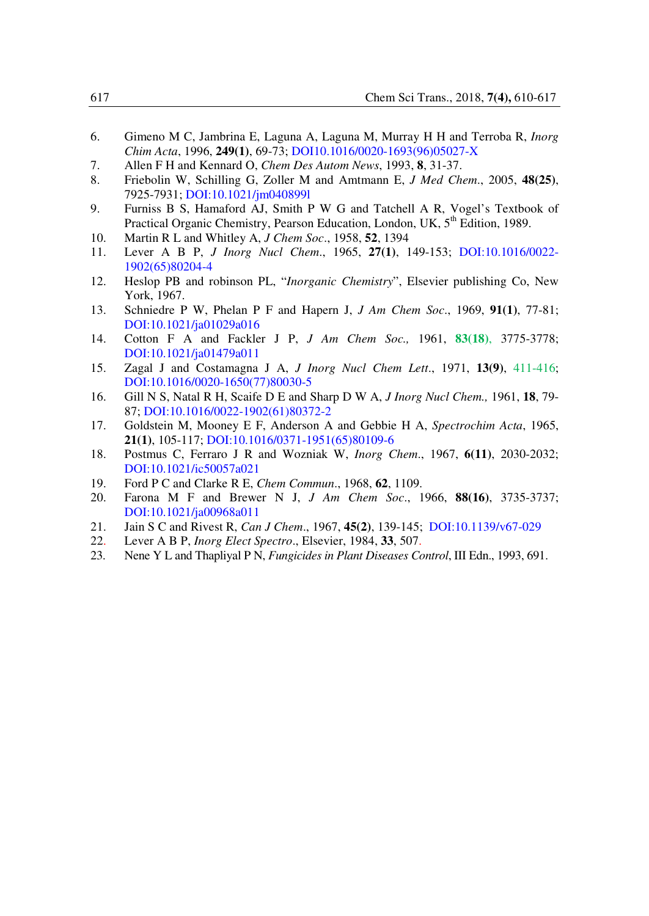6. Gimeno M C, Jambrina E, Laguna A, Laguna M, Murray H H and Terroba R, *Inorg Chim Acta*, 1996, **249(1)**, 69-73; DOI10.1016/0020-1693(96)05027-X
7. Allen F H and Kennard O, *Chem Des Autom News*, 1993, **8**, 31-37.
8. Friebolin W, Schilling G, Zoller M and Amtmann E, *J Med Chem*., 2005, **48(25)**, 7925-7931; DOI:10.1021/jm040899l
9. Furniss B S, Hamaford AJ, Smith P W G and Tatchell A R, Vogel's Textbook of Practical Organic Chemistry, Pearson Education, London, UK, 5th Edition, 1989.
10. Martin R L and Whitley A, *J Chem Soc*., 1958, **52**, 1394
11. Lever A B P, *J Inorg Nucl Chem*., 1965, **27(1)**, 149-153; DOI:10.1016/0022-1902(65)80204-4
12. Heslop PB and robinson PL, "*Inorganic Chemistry*", Elsevier publishing Co, New York, 1967.
13. Schniedre P W, Phelan P F and Hapern J, *J Am Chem Soc*., 1969, **91(1)**, 77-81; DOI:10.1021/ja01029a016
14. Cotton F A and Fackler J P, *J Am Chem Soc.,* 1961, **83(18)**, 3775-3778; DOI:10.1021/ja01479a011
15. Zagal J and Costamagna J A, *J Inorg Nucl Chem Lett*., 1971, **13(9)**, 411-416; DOI:10.1016/0020-1650(77)80030-5
16. Gill N S, Natal R H, Scaife D E and Sharp D W A, *J Inorg Nucl Chem.,* 1961, **18**, 79-87; DOI:10.1016/0022-1902(61)80372-2
17. Goldstein M, Mooney E F, Anderson A and Gebbie H A, *Spectrochim Acta*, 1965, **21(1)**, 105-117; DOI:10.1016/0371-1951(65)80109-6
18. Postmus C, Ferraro J R and Wozniak W, *Inorg Chem*., 1967, **6(11)**, 2030-2032; DOI:10.1021/ic50057a021
19. Ford P C and Clarke R E, *Chem Commun*., 1968, **62**, 1109.
20. Farona M F and Brewer N J, *J Am Chem Soc*., 1966, **88(16)**, 3735-3737; DOI:10.1021/ja00968a011
21. Jain S C and Rivest R, *Can J Chem*., 1967, **45(2)**, 139-145; DOI:10.1139/v67-029
22. Lever A B P, *Inorg Elect Spectro*., Elsevier, 1984, **33**, 507.
23. Nene Y L and Thapliyal P N, *Fungicides in Plant Diseases Control*, III Edn., 1993, 691.